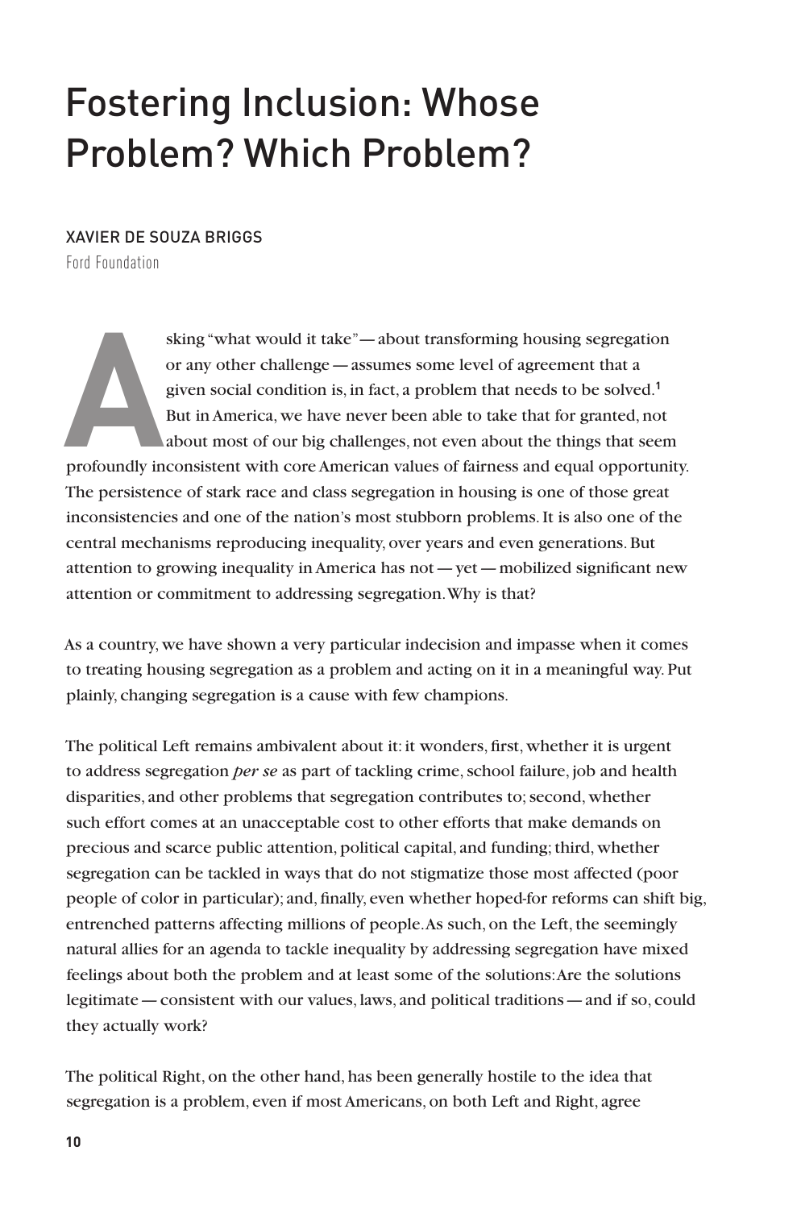# Fostering Inclusion: Whose Problem? Which Problem?

XAVIER DE SOUZA BRIGGS
Ford Foundation

Asking "what would it take"— about transforming housing segregation or any other challenge — assumes some level of agreement that a given social condition is, in fact, a problem that needs to be solved.[1] But in America, we have never been able to take that for granted, not about most of our big challenges, not even about the things that seem profoundly inconsistent with core American values of fairness and equal opportunity. The persistence of stark race and class segregation in housing is one of those great inconsistencies and one of the nation's most stubborn problems. It is also one of the central mechanisms reproducing inequality, over years and even generations. But attention to growing inequality in America has not — yet — mobilized significant new attention or commitment to addressing segregation. Why is that?

As a country, we have shown a very particular indecision and impasse when it comes to treating housing segregation as a problem and acting on it in a meaningful way. Put plainly, changing segregation is a cause with few champions.

The political Left remains ambivalent about it: it wonders, first, whether it is urgent to address segregation *per se* as part of tackling crime, school failure, job and health disparities, and other problems that segregation contributes to; second, whether such effort comes at an unacceptable cost to other efforts that make demands on precious and scarce public attention, political capital, and funding; third, whether segregation can be tackled in ways that do not stigmatize those most affected (poor people of color in particular); and, finally, even whether hoped-for reforms can shift big, entrenched patterns affecting millions of people. As such, on the Left, the seemingly natural allies for an agenda to tackle inequality by addressing segregation have mixed feelings about both the problem and at least some of the solutions: Are the solutions legitimate — consistent with our values, laws, and political traditions — and if so, could they actually work?

The political Right, on the other hand, has been generally hostile to the idea that segregation is a problem, even if most Americans, on both Left and Right, agree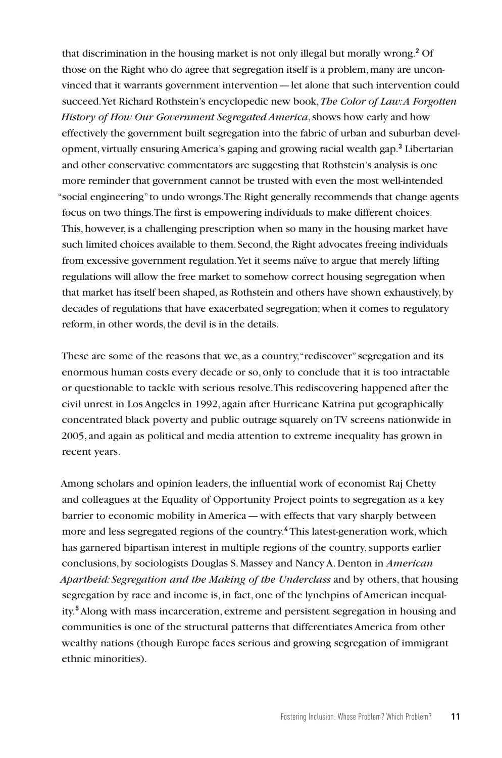that discrimination in the housing market is not only illegal but morally wrong.[2] Of those on the Right who do agree that segregation itself is a problem, many are unconvinced that it warrants government intervention — let alone that such intervention could succeed. Yet Richard Rothstein's encyclopedic new book, *The Color of Law: A Forgotten History of How Our Government Segregated America*, shows how early and how effectively the government built segregation into the fabric of urban and suburban development, virtually ensuring America's gaping and growing racial wealth gap.[3] Libertarian and other conservative commentators are suggesting that Rothstein's analysis is one more reminder that government cannot be trusted with even the most well-intended "social engineering" to undo wrongs. The Right generally recommends that change agents focus on two things. The first is empowering individuals to make different choices. This, however, is a challenging prescription when so many in the housing market have such limited choices available to them. Second, the Right advocates freeing individuals from excessive government regulation. Yet it seems naïve to argue that merely lifting regulations will allow the free market to somehow correct housing segregation when that market has itself been shaped, as Rothstein and others have shown exhaustively, by decades of regulations that have exacerbated segregation; when it comes to regulatory reform, in other words, the devil is in the details.

These are some of the reasons that we, as a country, "rediscover" segregation and its enormous human costs every decade or so, only to conclude that it is too intractable or questionable to tackle with serious resolve. This rediscovering happened after the civil unrest in Los Angeles in 1992, again after Hurricane Katrina put geographically concentrated black poverty and public outrage squarely on TV screens nationwide in 2005, and again as political and media attention to extreme inequality has grown in recent years.

Among scholars and opinion leaders, the influential work of economist Raj Chetty and colleagues at the Equality of Opportunity Project points to segregation as a key barrier to economic mobility in America — with effects that vary sharply between more and less segregated regions of the country.[4] This latest-generation work, which has garnered bipartisan interest in multiple regions of the country, supports earlier conclusions, by sociologists Douglas S. Massey and Nancy A. Denton in *American Apartheid: Segregation and the Making of the Underclass* and by others, that housing segregation by race and income is, in fact, one of the lynchpins of American inequality.[5] Along with mass incarceration, extreme and persistent segregation in housing and communities is one of the structural patterns that differentiates America from other wealthy nations (though Europe faces serious and growing segregation of immigrant ethnic minorities).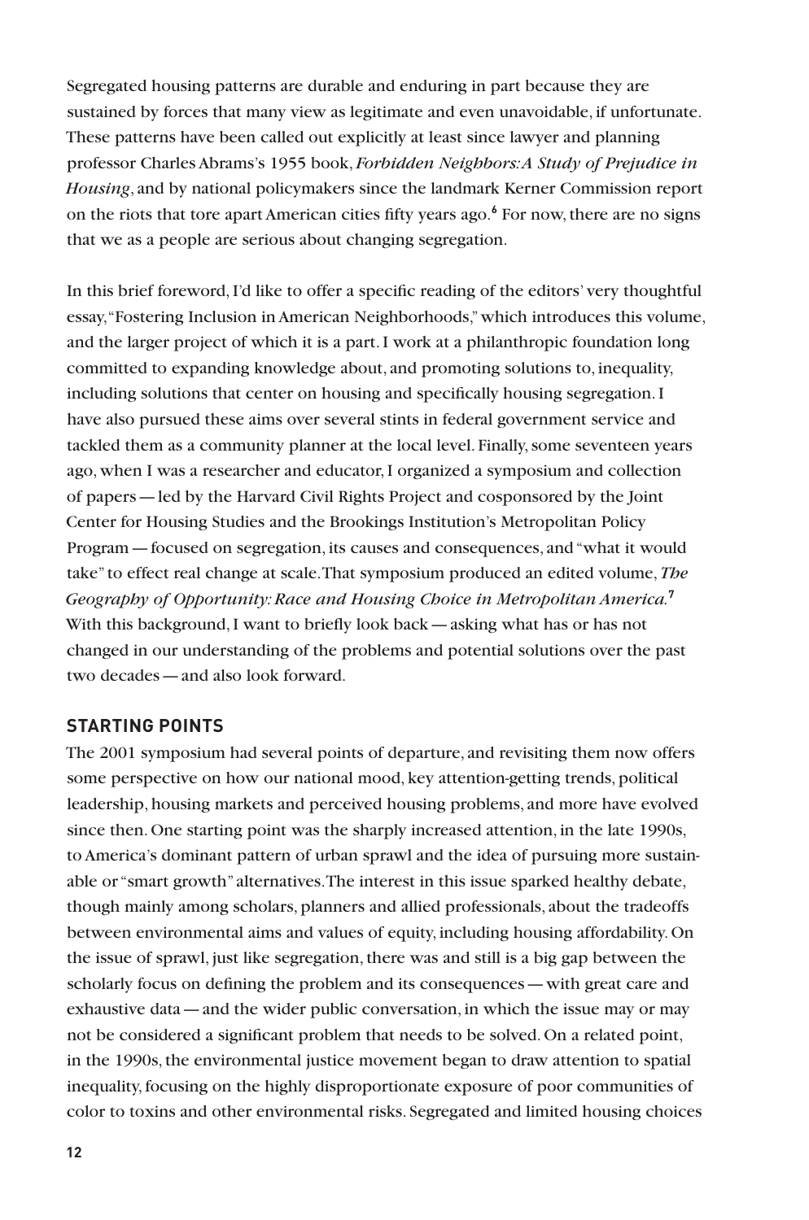Segregated housing patterns are durable and enduring in part because they are sustained by forces that many view as legitimate and even unavoidable, if unfortunate. These patterns have been called out explicitly at least since lawyer and planning professor Charles Abrams's 1955 book, *Forbidden Neighbors: A Study of Prejudice in Housing*, and by national policymakers since the landmark Kerner Commission report on the riots that tore apart American cities fifty years ago.[6] For now, there are no signs that we as a people are serious about changing segregation.

In this brief foreword, I'd like to offer a specific reading of the editors' very thoughtful essay, "Fostering Inclusion in American Neighborhoods," which introduces this volume, and the larger project of which it is a part. I work at a philanthropic foundation long committed to expanding knowledge about, and promoting solutions to, inequality, including solutions that center on housing and specifically housing segregation. I have also pursued these aims over several stints in federal government service and tackled them as a community planner at the local level. Finally, some seventeen years ago, when I was a researcher and educator, I organized a symposium and collection of papers — led by the Harvard Civil Rights Project and cosponsored by the Joint Center for Housing Studies and the Brookings Institution's Metropolitan Policy Program — focused on segregation, its causes and consequences, and "what it would take" to effect real change at scale. That symposium produced an edited volume, *The Geography of Opportunity: Race and Housing Choice in Metropolitan America*.[7] With this background, I want to briefly look back — asking what has or has not changed in our understanding of the problems and potential solutions over the past two decades — and also look forward.

## STARTING POINTS

The 2001 symposium had several points of departure, and revisiting them now offers some perspective on how our national mood, key attention-getting trends, political leadership, housing markets and perceived housing problems, and more have evolved since then. One starting point was the sharply increased attention, in the late 1990s, to America's dominant pattern of urban sprawl and the idea of pursuing more sustainable or "smart growth" alternatives. The interest in this issue sparked healthy debate, though mainly among scholars, planners and allied professionals, about the tradeoffs between environmental aims and values of equity, including housing affordability. On the issue of sprawl, just like segregation, there was and still is a big gap between the scholarly focus on defining the problem and its consequences — with great care and exhaustive data — and the wider public conversation, in which the issue may or may not be considered a significant problem that needs to be solved. On a related point, in the 1990s, the environmental justice movement began to draw attention to spatial inequality, focusing on the highly disproportionate exposure of poor communities of color to toxins and other environmental risks. Segregated and limited housing choices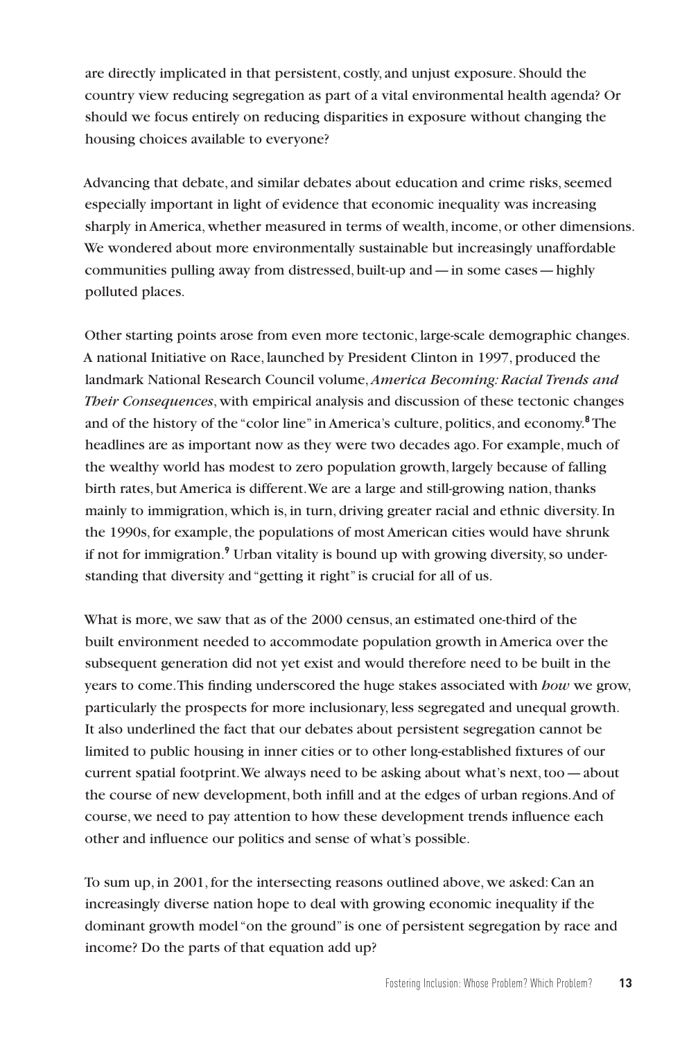are directly implicated in that persistent, costly, and unjust exposure. Should the country view reducing segregation as part of a vital environmental health agenda? Or should we focus entirely on reducing disparities in exposure without changing the housing choices available to everyone?

Advancing that debate, and similar debates about education and crime risks, seemed especially important in light of evidence that economic inequality was increasing sharply in America, whether measured in terms of wealth, income, or other dimensions. We wondered about more environmentally sustainable but increasingly unaffordable communities pulling away from distressed, built-up and — in some cases — highly polluted places.

Other starting points arose from even more tectonic, large-scale demographic changes. A national Initiative on Race, launched by President Clinton in 1997, produced the landmark National Research Council volume, *America Becoming: Racial Trends and Their Consequences*, with empirical analysis and discussion of these tectonic changes and of the history of the "color line" in America's culture, politics, and economy.[8] The headlines are as important now as they were two decades ago. For example, much of the wealthy world has modest to zero population growth, largely because of falling birth rates, but America is different. We are a large and still-growing nation, thanks mainly to immigration, which is, in turn, driving greater racial and ethnic diversity. In the 1990s, for example, the populations of most American cities would have shrunk if not for immigration.[9] Urban vitality is bound up with growing diversity, so understanding that diversity and "getting it right" is crucial for all of us.

What is more, we saw that as of the 2000 census, an estimated one-third of the built environment needed to accommodate population growth in America over the subsequent generation did not yet exist and would therefore need to be built in the years to come. This finding underscored the huge stakes associated with *how* we grow, particularly the prospects for more inclusionary, less segregated and unequal growth. It also underlined the fact that our debates about persistent segregation cannot be limited to public housing in inner cities or to other long-established fixtures of our current spatial footprint. We always need to be asking about what's next, too — about the course of new development, both infill and at the edges of urban regions. And of course, we need to pay attention to how these development trends influence each other and influence our politics and sense of what's possible.

To sum up, in 2001, for the intersecting reasons outlined above, we asked: Can an increasingly diverse nation hope to deal with growing economic inequality if the dominant growth model "on the ground" is one of persistent segregation by race and income? Do the parts of that equation add up?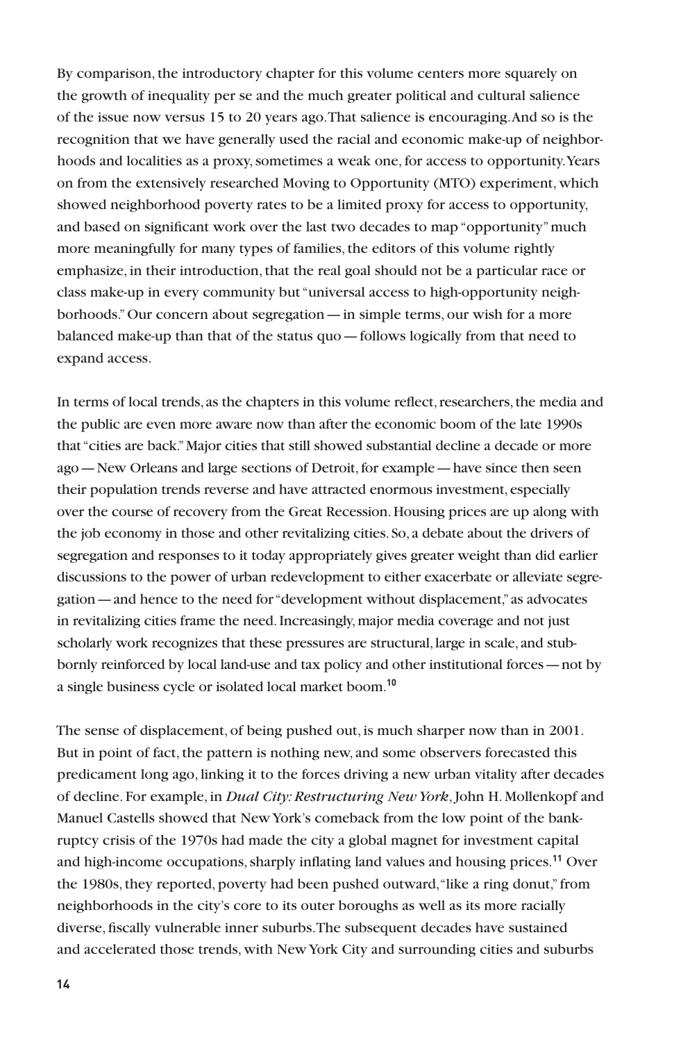By comparison, the introductory chapter for this volume centers more squarely on the growth of inequality per se and the much greater political and cultural salience of the issue now versus 15 to 20 years ago. That salience is encouraging. And so is the recognition that we have generally used the racial and economic make-up of neighborhoods and localities as a proxy, sometimes a weak one, for access to opportunity. Years on from the extensively researched Moving to Opportunity (MTO) experiment, which showed neighborhood poverty rates to be a limited proxy for access to opportunity, and based on significant work over the last two decades to map "opportunity" much more meaningfully for many types of families, the editors of this volume rightly emphasize, in their introduction, that the real goal should not be a particular race or class make-up in every community but "universal access to high-opportunity neighborhoods." Our concern about segregation — in simple terms, our wish for a more balanced make-up than that of the status quo — follows logically from that need to expand access.

In terms of local trends, as the chapters in this volume reflect, researchers, the media and the public are even more aware now than after the economic boom of the late 1990s that "cities are back." Major cities that still showed substantial decline a decade or more ago — New Orleans and large sections of Detroit, for example — have since then seen their population trends reverse and have attracted enormous investment, especially over the course of recovery from the Great Recession. Housing prices are up along with the job economy in those and other revitalizing cities. So, a debate about the drivers of segregation and responses to it today appropriately gives greater weight than did earlier discussions to the power of urban redevelopment to either exacerbate or alleviate segregation — and hence to the need for "development without displacement," as advocates in revitalizing cities frame the need. Increasingly, major media coverage and not just scholarly work recognizes that these pressures are structural, large in scale, and stubbornly reinforced by local land-use and tax policy and other institutional forces — not by a single business cycle or isolated local market boom.[10]

The sense of displacement, of being pushed out, is much sharper now than in 2001. But in point of fact, the pattern is nothing new, and some observers forecasted this predicament long ago, linking it to the forces driving a new urban vitality after decades of decline. For example, in *Dual City: Restructuring New York*, John H. Mollenkopf and Manuel Castells showed that New York's comeback from the low point of the bankruptcy crisis of the 1970s had made the city a global magnet for investment capital and high-income occupations, sharply inflating land values and housing prices.[11] Over the 1980s, they reported, poverty had been pushed outward, "like a ring donut," from neighborhoods in the city's core to its outer boroughs as well as its more racially diverse, fiscally vulnerable inner suburbs. The subsequent decades have sustained and accelerated those trends, with New York City and surrounding cities and suburbs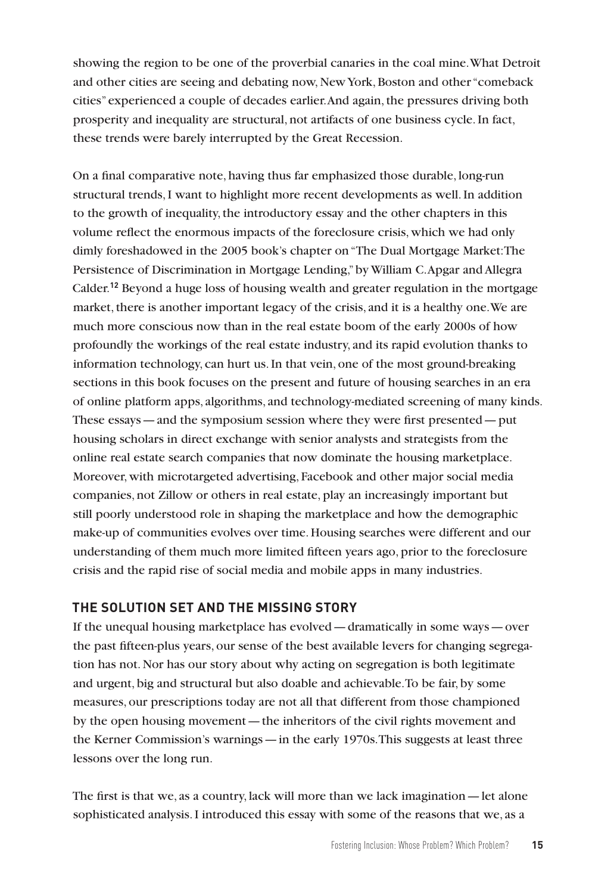showing the region to be one of the proverbial canaries in the coal mine. What Detroit and other cities are seeing and debating now, New York, Boston and other "comeback cities" experienced a couple of decades earlier. And again, the pressures driving both prosperity and inequality are structural, not artifacts of one business cycle. In fact, these trends were barely interrupted by the Great Recession.

On a final comparative note, having thus far emphasized those durable, long-run structural trends, I want to highlight more recent developments as well. In addition to the growth of inequality, the introductory essay and the other chapters in this volume reflect the enormous impacts of the foreclosure crisis, which we had only dimly foreshadowed in the 2005 book's chapter on "The Dual Mortgage Market: The Persistence of Discrimination in Mortgage Lending," by William C. Apgar and Allegra Calder.[12] Beyond a huge loss of housing wealth and greater regulation in the mortgage market, there is another important legacy of the crisis, and it is a healthy one. We are much more conscious now than in the real estate boom of the early 2000s of how profoundly the workings of the real estate industry, and its rapid evolution thanks to information technology, can hurt us. In that vein, one of the most ground-breaking sections in this book focuses on the present and future of housing searches in an era of online platform apps, algorithms, and technology-mediated screening of many kinds. These essays — and the symposium session where they were first presented — put housing scholars in direct exchange with senior analysts and strategists from the online real estate search companies that now dominate the housing marketplace. Moreover, with microtargeted advertising, Facebook and other major social media companies, not Zillow or others in real estate, play an increasingly important but still poorly understood role in shaping the marketplace and how the demographic make-up of communities evolves over time. Housing searches were different and our understanding of them much more limited fifteen years ago, prior to the foreclosure crisis and the rapid rise of social media and mobile apps in many industries.

## THE SOLUTION SET AND THE MISSING STORY

If the unequal housing marketplace has evolved — dramatically in some ways — over the past fifteen-plus years, our sense of the best available levers for changing segregation has not. Nor has our story about why acting on segregation is both legitimate and urgent, big and structural but also doable and achievable. To be fair, by some measures, our prescriptions today are not all that different from those championed by the open housing movement — the inheritors of the civil rights movement and the Kerner Commission's warnings — in the early 1970s. This suggests at least three lessons over the long run.

The first is that we, as a country, lack will more than we lack imagination — let alone sophisticated analysis. I introduced this essay with some of the reasons that we, as a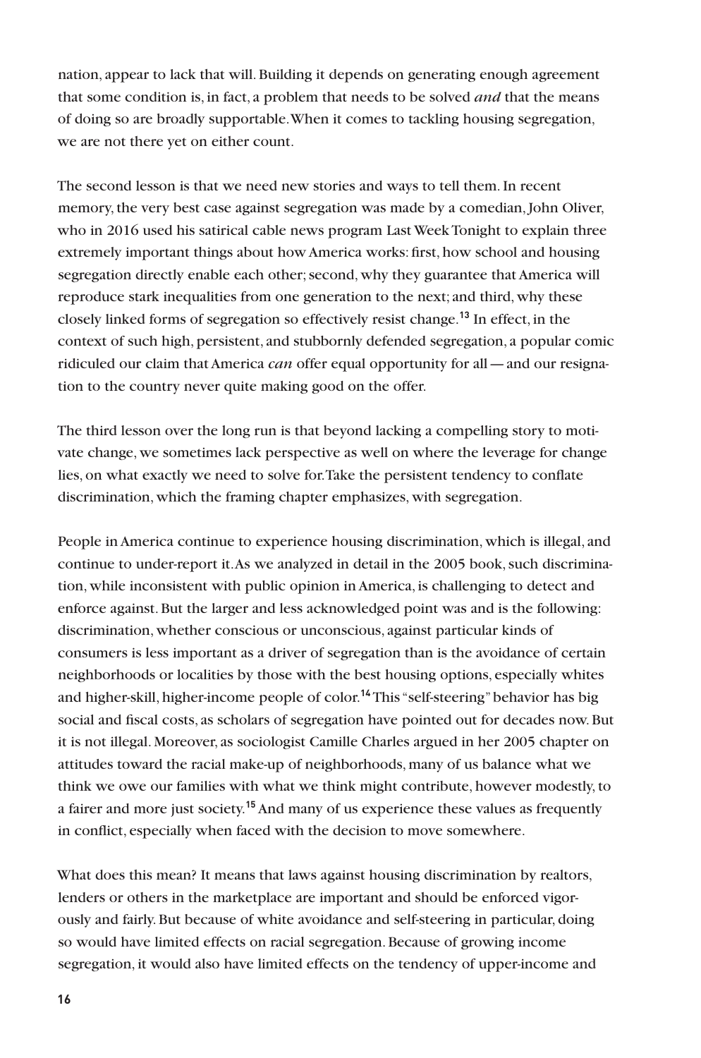nation, appear to lack that will. Building it depends on generating enough agreement that some condition is, in fact, a problem that needs to be solved *and* that the means of doing so are broadly supportable. When it comes to tackling housing segregation, we are not there yet on either count.

The second lesson is that we need new stories and ways to tell them. In recent memory, the very best case against segregation was made by a comedian, John Oliver, who in 2016 used his satirical cable news program Last Week Tonight to explain three extremely important things about how America works: first, how school and housing segregation directly enable each other; second, why they guarantee that America will reproduce stark inequalities from one generation to the next; and third, why these closely linked forms of segregation so effectively resist change.[13] In effect, in the context of such high, persistent, and stubbornly defended segregation, a popular comic ridiculed our claim that America *can* offer equal opportunity for all — and our resignation to the country never quite making good on the offer.

The third lesson over the long run is that beyond lacking a compelling story to motivate change, we sometimes lack perspective as well on where the leverage for change lies, on what exactly we need to solve for. Take the persistent tendency to conflate discrimination, which the framing chapter emphasizes, with segregation.

People in America continue to experience housing discrimination, which is illegal, and continue to under-report it. As we analyzed in detail in the 2005 book, such discrimination, while inconsistent with public opinion in America, is challenging to detect and enforce against. But the larger and less acknowledged point was and is the following: discrimination, whether conscious or unconscious, against particular kinds of consumers is less important as a driver of segregation than is the avoidance of certain neighborhoods or localities by those with the best housing options, especially whites and higher-skill, higher-income people of color.[14] This "self-steering" behavior has big social and fiscal costs, as scholars of segregation have pointed out for decades now. But it is not illegal. Moreover, as sociologist Camille Charles argued in her 2005 chapter on attitudes toward the racial make-up of neighborhoods, many of us balance what we think we owe our families with what we think might contribute, however modestly, to a fairer and more just society.[15] And many of us experience these values as frequently in conflict, especially when faced with the decision to move somewhere.

What does this mean? It means that laws against housing discrimination by realtors, lenders or others in the marketplace are important and should be enforced vigorously and fairly. But because of white avoidance and self-steering in particular, doing so would have limited effects on racial segregation. Because of growing income segregation, it would also have limited effects on the tendency of upper-income and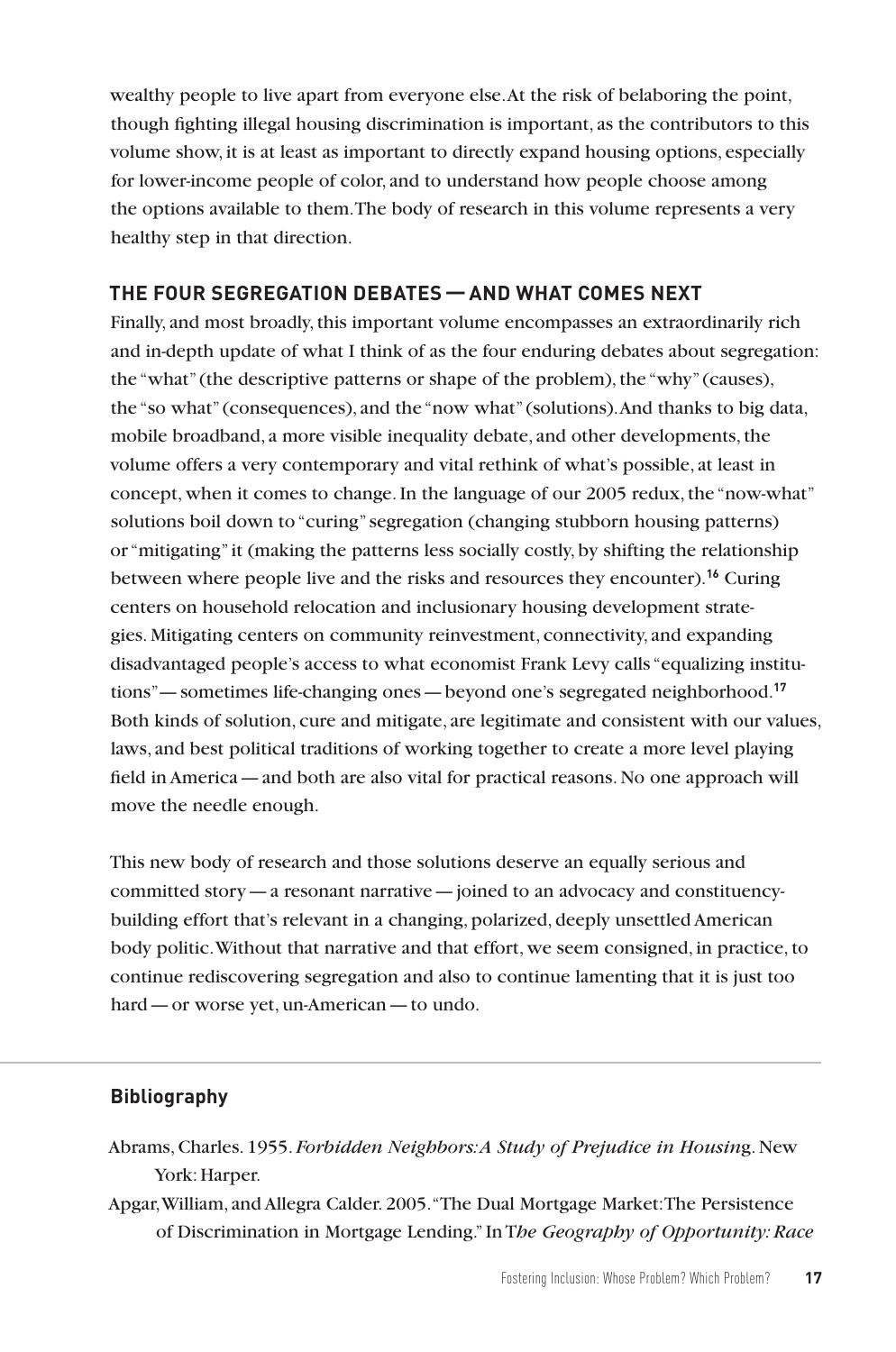wealthy people to live apart from everyone else. At the risk of belaboring the point, though fighting illegal housing discrimination is important, as the contributors to this volume show, it is at least as important to directly expand housing options, especially for lower-income people of color, and to understand how people choose among the options available to them. The body of research in this volume represents a very healthy step in that direction.

## THE FOUR SEGREGATION DEBATES — AND WHAT COMES NEXT

Finally, and most broadly, this important volume encompasses an extraordinarily rich and in-depth update of what I think of as the four enduring debates about segregation: the "what" (the descriptive patterns or shape of the problem), the "why" (causes), the "so what" (consequences), and the "now what" (solutions). And thanks to big data, mobile broadband, a more visible inequality debate, and other developments, the volume offers a very contemporary and vital rethink of what's possible, at least in concept, when it comes to change. In the language of our 2005 redux, the "now-what" solutions boil down to "curing" segregation (changing stubborn housing patterns) or "mitigating" it (making the patterns less socially costly, by shifting the relationship between where people live and the risks and resources they encounter).[16] Curing centers on household relocation and inclusionary housing development strategies. Mitigating centers on community reinvestment, connectivity, and expanding disadvantaged people's access to what economist Frank Levy calls "equalizing institutions" — sometimes life-changing ones — beyond one's segregated neighborhood.[17] Both kinds of solution, cure and mitigate, are legitimate and consistent with our values, laws, and best political traditions of working together to create a more level playing field in America — and both are also vital for practical reasons. No one approach will move the needle enough.

This new body of research and those solutions deserve an equally serious and committed story — a resonant narrative — joined to an advocacy and constituency-building effort that's relevant in a changing, polarized, deeply unsettled American body politic. Without that narrative and that effort, we seem consigned, in practice, to continue rediscovering segregation and also to continue lamenting that it is just too hard — or worse yet, un-American — to undo.

### Bibliography

Abrams, Charles. 1955. *Forbidden Neighbors: A Study of Prejudice in Housing*. New York: Harper.

Apgar, William, and Allegra Calder. 2005. "The Dual Mortgage Market: The Persistence of Discrimination in Mortgage Lending." In *The Geography of Opportunity: Race*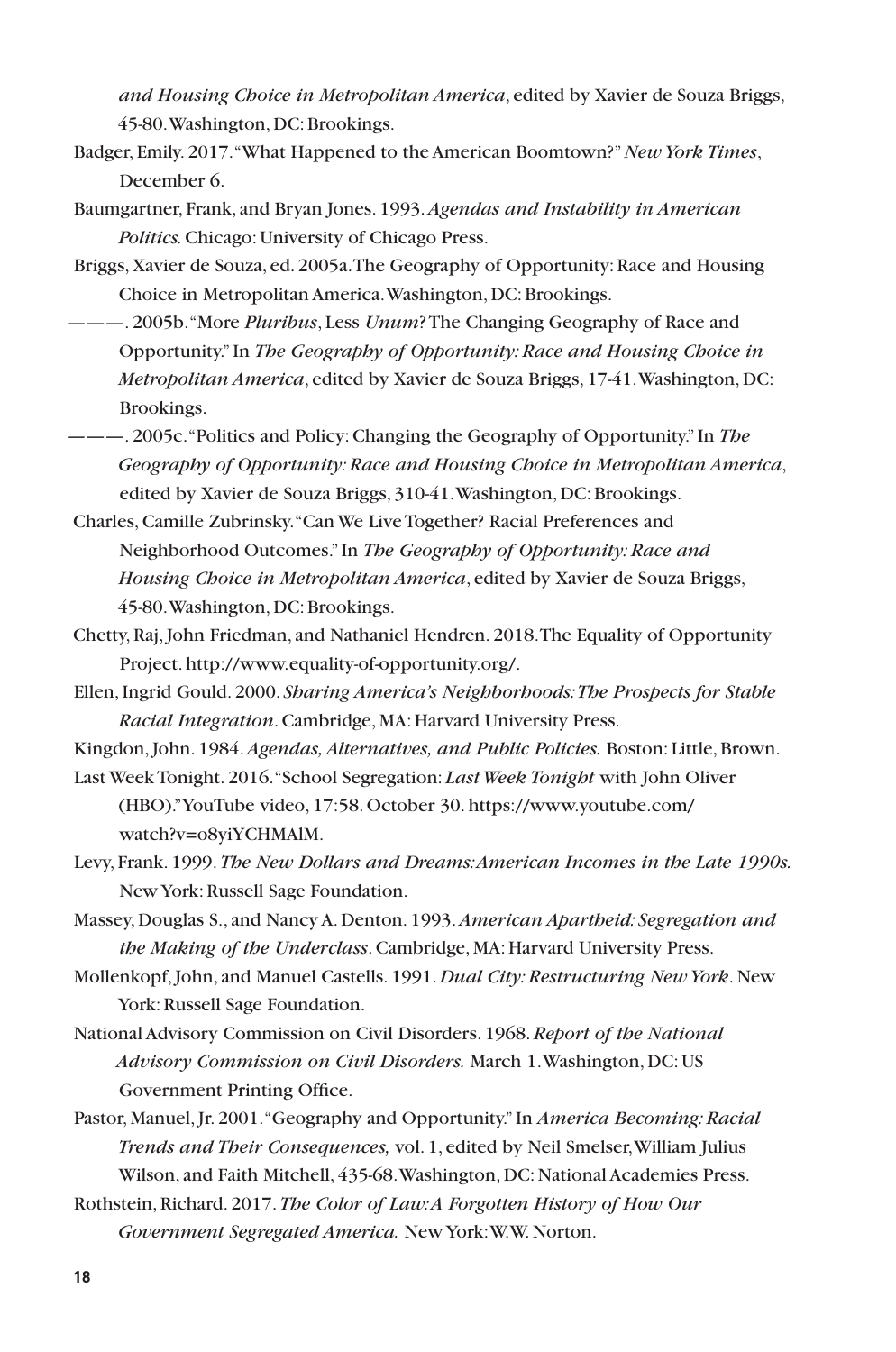*and Housing Choice in Metropolitan America*, edited by Xavier de Souza Briggs, 45-80. Washington, DC: Brookings.

Badger, Emily. 2017. "What Happened to the American Boomtown?" *New York Times*, December 6.

Baumgartner, Frank, and Bryan Jones. 1993. *Agendas and Instability in American Politics.* Chicago: University of Chicago Press.

Briggs, Xavier de Souza, ed. 2005a. The Geography of Opportunity: Race and Housing Choice in Metropolitan America. Washington, DC: Brookings.

———. 2005b. "More *Pluribus*, Less *Unum*? The Changing Geography of Race and Opportunity." In *The Geography of Opportunity: Race and Housing Choice in Metropolitan America*, edited by Xavier de Souza Briggs, 17-41. Washington, DC: Brookings.

———. 2005c. "Politics and Policy: Changing the Geography of Opportunity." In *The Geography of Opportunity: Race and Housing Choice in Metropolitan America*, edited by Xavier de Souza Briggs, 310-41. Washington, DC: Brookings.

Charles, Camille Zubrinsky. "Can We Live Together? Racial Preferences and Neighborhood Outcomes." In *The Geography of Opportunity: Race and Housing Choice in Metropolitan America*, edited by Xavier de Souza Briggs, 45-80. Washington, DC: Brookings.

Chetty, Raj, John Friedman, and Nathaniel Hendren. 2018. The Equality of Opportunity Project. http://www.equality-of-opportunity.org/.

Ellen, Ingrid Gould. 2000. *Sharing America's Neighborhoods: The Prospects for Stable Racial Integration*. Cambridge, MA: Harvard University Press.

Kingdon, John. 1984. *Agendas, Alternatives, and Public Policies.* Boston: Little, Brown.

Last Week Tonight. 2016. "School Segregation: *Last Week Tonight* with John Oliver (HBO)." YouTube video, 17:58. October 30. https://www.youtube.com/watch?v=o8yiYCHMAlM.

Levy, Frank. 1999. *The New Dollars and Dreams: American Incomes in the Late 1990s.* New York: Russell Sage Foundation.

Massey, Douglas S., and Nancy A. Denton. 1993. *American Apartheid: Segregation and the Making of the Underclass*. Cambridge, MA: Harvard University Press.

Mollenkopf, John, and Manuel Castells. 1991. *Dual City: Restructuring New York*. New York: Russell Sage Foundation.

National Advisory Commission on Civil Disorders. 1968. *Report of the National Advisory Commission on Civil Disorders.* March 1. Washington, DC: US Government Printing Office.

Pastor, Manuel, Jr. 2001. "Geography and Opportunity." In *America Becoming: Racial Trends and Their Consequences,* vol. 1, edited by Neil Smelser, William Julius Wilson, and Faith Mitchell, 435-68. Washington, DC: National Academies Press.

Rothstein, Richard. 2017. *The Color of Law: A Forgotten History of How Our Government Segregated America.* New York: W.W. Norton.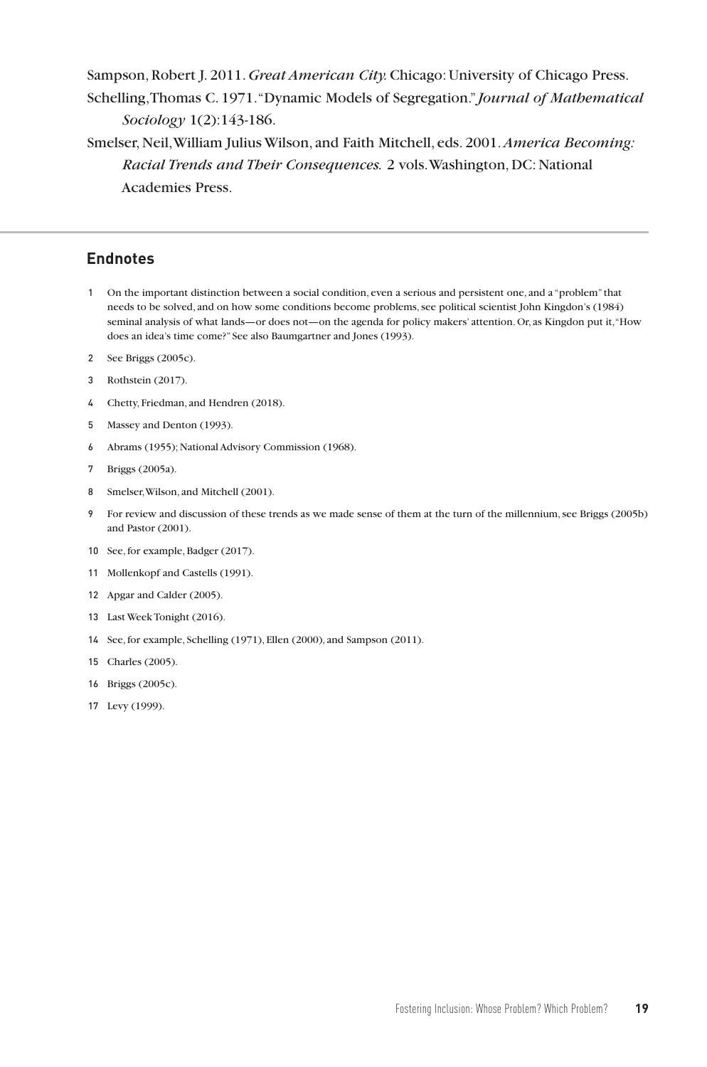Sampson, Robert J. 2011. *Great American City.* Chicago: University of Chicago Press.

Schelling, Thomas C. 1971. "Dynamic Models of Segregation." *Journal of Mathematical Sociology* 1(2):143-186.

Smelser, Neil, William Julius Wilson, and Faith Mitchell, eds. 2001. *America Becoming: Racial Trends and Their Consequences.* 2 vols. Washington, DC: National Academies Press.

## Endnotes

1 On the important distinction between a social condition, even a serious and persistent one, and a "problem" that needs to be solved, and on how some conditions become problems, see political scientist John Kingdon's (1984) seminal analysis of what lands—or does not—on the agenda for policy makers' attention. Or, as Kingdon put it, "How does an idea's time come?" See also Baumgartner and Jones (1993).

2 See Briggs (2005c).

3 Rothstein (2017).

4 Chetty, Friedman, and Hendren (2018).

5 Massey and Denton (1993).

6 Abrams (1955); National Advisory Commission (1968).

7 Briggs (2005a).

8 Smelser, Wilson, and Mitchell (2001).

9 For review and discussion of these trends as we made sense of them at the turn of the millennium, see Briggs (2005b) and Pastor (2001).

10 See, for example, Badger (2017).

11 Mollenkopf and Castells (1991).

12 Apgar and Calder (2005).

13 Last Week Tonight (2016).

14 See, for example, Schelling (1971), Ellen (2000), and Sampson (2011).

15 Charles (2005).

16 Briggs (2005c).

17 Levy (1999).